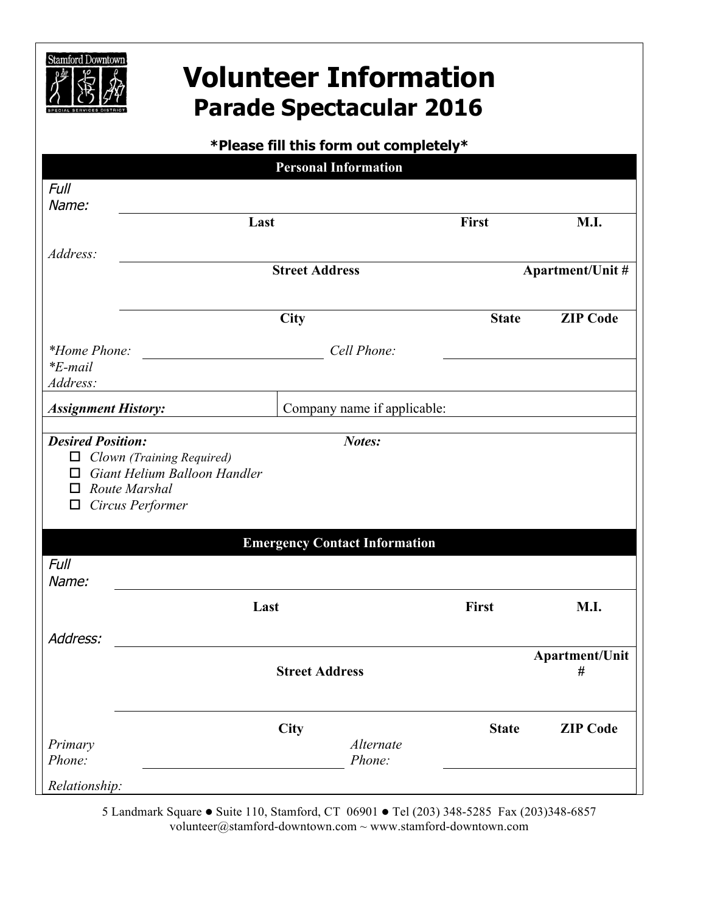Stamford Downtown Special Services District

# Volunteer Information

## Parade Spectacular 2016

**\*Please fill this form out completely\***

### Personal Information

*Full Name:* ______________________________

| Last | First | M.I. |
|---|---|---|

*Address:* ______________________________

| Street Address | Apartment/Unit # |
|---|---|

______________________________

| City | State | ZIP Code |
|---|---|---|

*\*Home Phone:* ____________ *Cell Phone:* ____________

*\*E-mail Address:*

| ***Assignment History:*** | Company name if applicable: |
|---|---|
| | |

***Desired Position:***

- ☐ *Clown (Training Required)*
- ☐ *Giant Helium Balloon Handler*
- ☐ *Route Marshal*
- ☐ *Circus Performer*

***Notes:***

### Emergency Contact Information

*Full Name:* ______________________________

| Last | First | M.I. |
|---|---|---|

*Address:* ______________________________

| Street Address | Apartment/Unit # |
|---|---|

______________________________

| City | State | ZIP Code |
|---|---|---|

*Primary Phone:* ____________ *Alternate Phone:* ____________

*Relationship:*

5 Landmark Square ● Suite 110, Stamford, CT 06901 ● Tel (203) 348-5285 Fax (203)348-6857
volunteer@stamford-downtown.com ~ www.stamford-downtown.com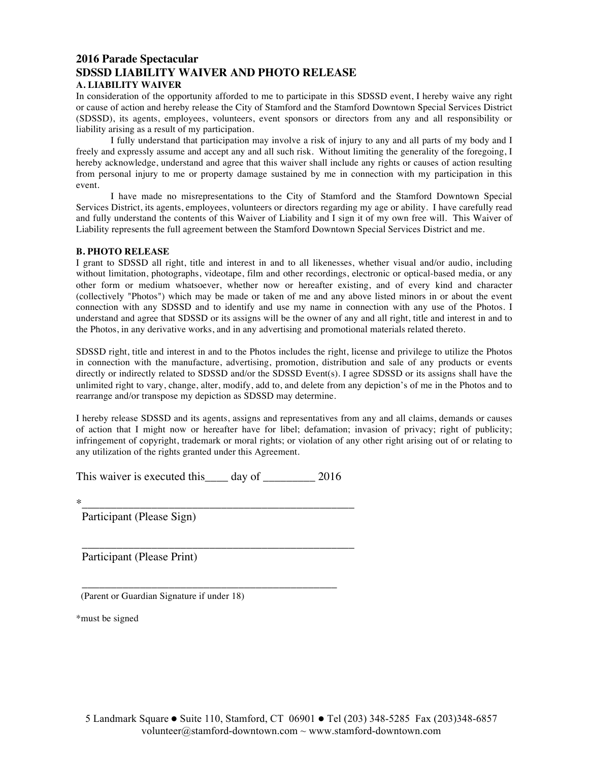## 2016 Parade Spectacular

## SDSSD LIABILITY WAIVER AND PHOTO RELEASE

### A. LIABILITY WAIVER

In consideration of the opportunity afforded to me to participate in this SDSSD event, I hereby waive any right or cause of action and hereby release the City of Stamford and the Stamford Downtown Special Services District (SDSSD), its agents, employees, volunteers, event sponsors or directors from any and all responsibility or liability arising as a result of my participation.

I fully understand that participation may involve a risk of injury to any and all parts of my body and I freely and expressly assume and accept any and all such risk. Without limiting the generality of the foregoing, I hereby acknowledge, understand and agree that this waiver shall include any rights or causes of action resulting from personal injury to me or property damage sustained by me in connection with my participation in this event.

I have made no misrepresentations to the City of Stamford and the Stamford Downtown Special Services District, its agents, employees, volunteers or directors regarding my age or ability. I have carefully read and fully understand the contents of this Waiver of Liability and I sign it of my own free will. This Waiver of Liability represents the full agreement between the Stamford Downtown Special Services District and me.

### B. PHOTO RELEASE

I grant to SDSSD all right, title and interest in and to all likenesses, whether visual and/or audio, including without limitation, photographs, videotape, film and other recordings, electronic or optical-based media, or any other form or medium whatsoever, whether now or hereafter existing, and of every kind and character (collectively "Photos") which may be made or taken of me and any above listed minors in or about the event connection with any SDSSD and to identify and use my name in connection with any use of the Photos. I understand and agree that SDSSD or its assigns will be the owner of any and all right, title and interest in and to the Photos, in any derivative works, and in any advertising and promotional materials related thereto.

SDSSD right, title and interest in and to the Photos includes the right, license and privilege to utilize the Photos in connection with the manufacture, advertising, promotion, distribution and sale of any products or events directly or indirectly related to SDSSD and/or the SDSSD Event(s). I agree SDSSD or its assigns shall have the unlimited right to vary, change, alter, modify, add to, and delete from any depiction's of me in the Photos and to rearrange and/or transpose my depiction as SDSSD may determine.

I hereby release SDSSD and its agents, assigns and representatives from any and all claims, demands or causes of action that I might now or hereafter have for libel; defamation; invasion of privacy; right of publicity; infringement of copyright, trademark or moral rights; or violation of any other right arising out of or relating to any utilization of the rights granted under this Agreement.

This waiver is executed this____ day of _________ 2016

*_______________________________________________

Participant (Please Sign)

_______________________________________________

Participant (Please Print)

_______________________________________________

(Parent or Guardian Signature if under 18)

*must be signed

5 Landmark Square ● Suite 110, Stamford, CT 06901 ● Tel (203) 348-5285 Fax (203)348-6857
volunteer@stamford-downtown.com ~ www.stamford-downtown.com